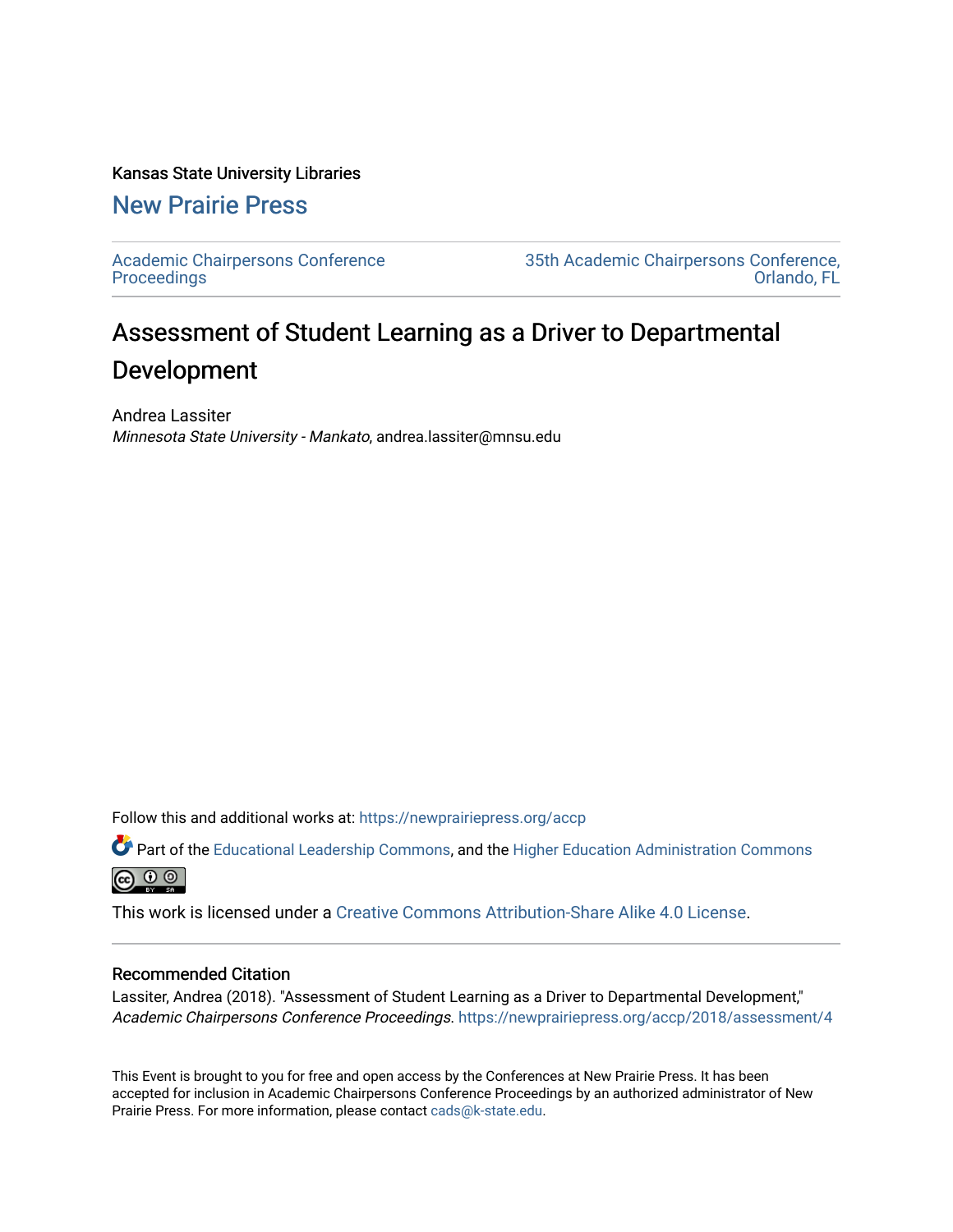Kansas State University Libraries

## New Prairie Press

Academic Chairpersons Conference Proceedings

35th Academic Chairpersons Conference, Orlando, FL

# Assessment of Student Learning as a Driver to Departmental Development

Andrea Lassiter
*Minnesota State University - Mankato*, andrea.lassiter@mnsu.edu

Follow this and additional works at: https://newprairiepress.org/accp

Part of the Educational Leadership Commons, and the Higher Education Administration Commons

This work is licensed under a Creative Commons Attribution-Share Alike 4.0 License.

### Recommended Citation

Lassiter, Andrea (2018). "Assessment of Student Learning as a Driver to Departmental Development," *Academic Chairpersons Conference Proceedings*. https://newprairiepress.org/accp/2018/assessment/4

This Event is brought to you for free and open access by the Conferences at New Prairie Press. It has been accepted for inclusion in Academic Chairpersons Conference Proceedings by an authorized administrator of New Prairie Press. For more information, please contact cads@k-state.edu.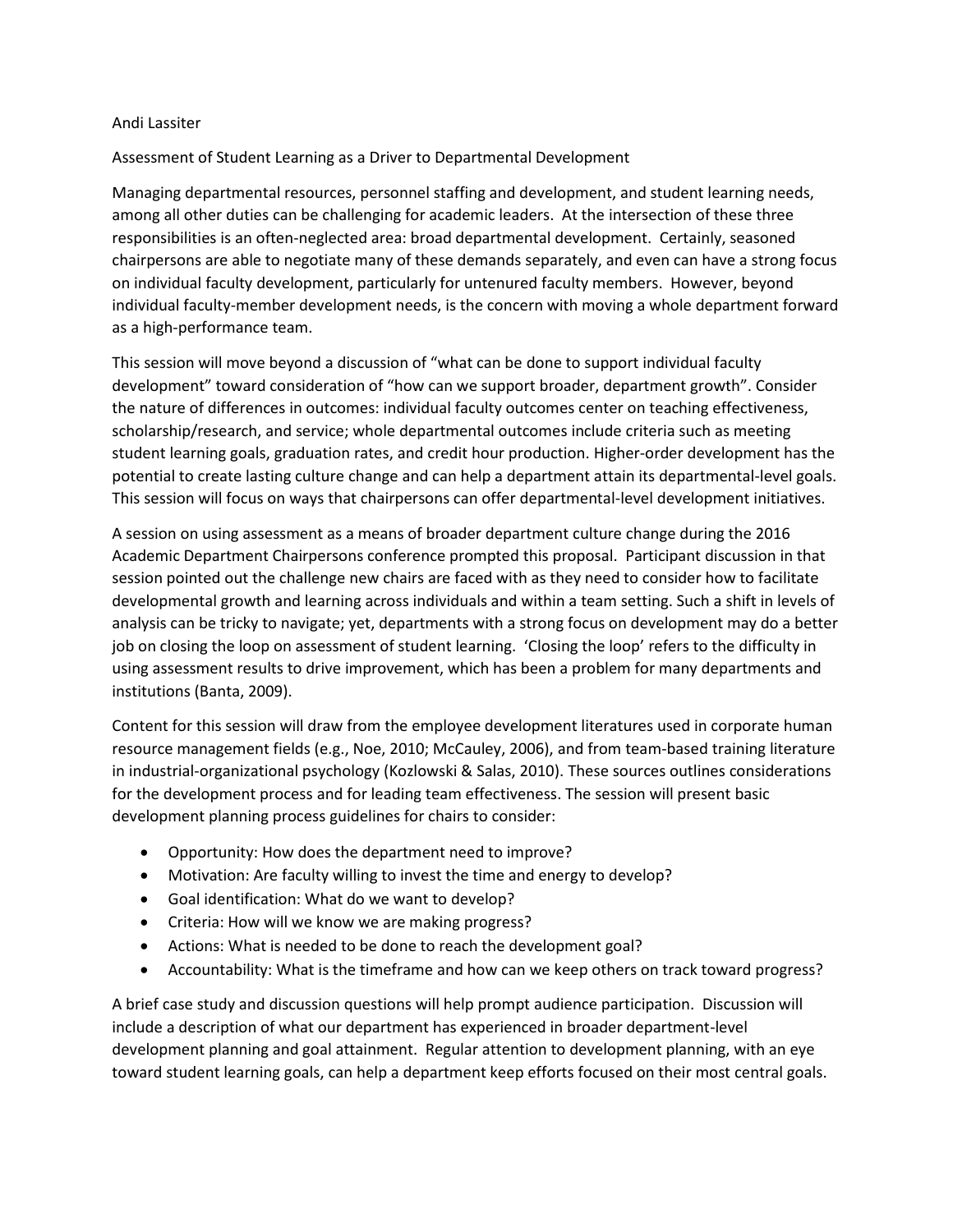Andi Lassiter

Assessment of Student Learning as a Driver to Departmental Development

Managing departmental resources, personnel staffing and development, and student learning needs, among all other duties can be challenging for academic leaders. At the intersection of these three responsibilities is an often-neglected area: broad departmental development. Certainly, seasoned chairpersons are able to negotiate many of these demands separately, and even can have a strong focus on individual faculty development, particularly for untenured faculty members. However, beyond individual faculty-member development needs, is the concern with moving a whole department forward as a high-performance team.

This session will move beyond a discussion of "what can be done to support individual faculty development" toward consideration of "how can we support broader, department growth". Consider the nature of differences in outcomes: individual faculty outcomes center on teaching effectiveness, scholarship/research, and service; whole departmental outcomes include criteria such as meeting student learning goals, graduation rates, and credit hour production. Higher-order development has the potential to create lasting culture change and can help a department attain its departmental-level goals. This session will focus on ways that chairpersons can offer departmental-level development initiatives.

A session on using assessment as a means of broader department culture change during the 2016 Academic Department Chairpersons conference prompted this proposal. Participant discussion in that session pointed out the challenge new chairs are faced with as they need to consider how to facilitate developmental growth and learning across individuals and within a team setting. Such a shift in levels of analysis can be tricky to navigate; yet, departments with a strong focus on development may do a better job on closing the loop on assessment of student learning. 'Closing the loop' refers to the difficulty in using assessment results to drive improvement, which has been a problem for many departments and institutions (Banta, 2009).

Content for this session will draw from the employee development literatures used in corporate human resource management fields (e.g., Noe, 2010; McCauley, 2006), and from team-based training literature in industrial-organizational psychology (Kozlowski & Salas, 2010). These sources outlines considerations for the development process and for leading team effectiveness. The session will present basic development planning process guidelines for chairs to consider:

- Opportunity: How does the department need to improve?
- Motivation: Are faculty willing to invest the time and energy to develop?
- Goal identification: What do we want to develop?
- Criteria: How will we know we are making progress?
- Actions: What is needed to be done to reach the development goal?
- Accountability: What is the timeframe and how can we keep others on track toward progress?

A brief case study and discussion questions will help prompt audience participation. Discussion will include a description of what our department has experienced in broader department-level development planning and goal attainment. Regular attention to development planning, with an eye toward student learning goals, can help a department keep efforts focused on their most central goals.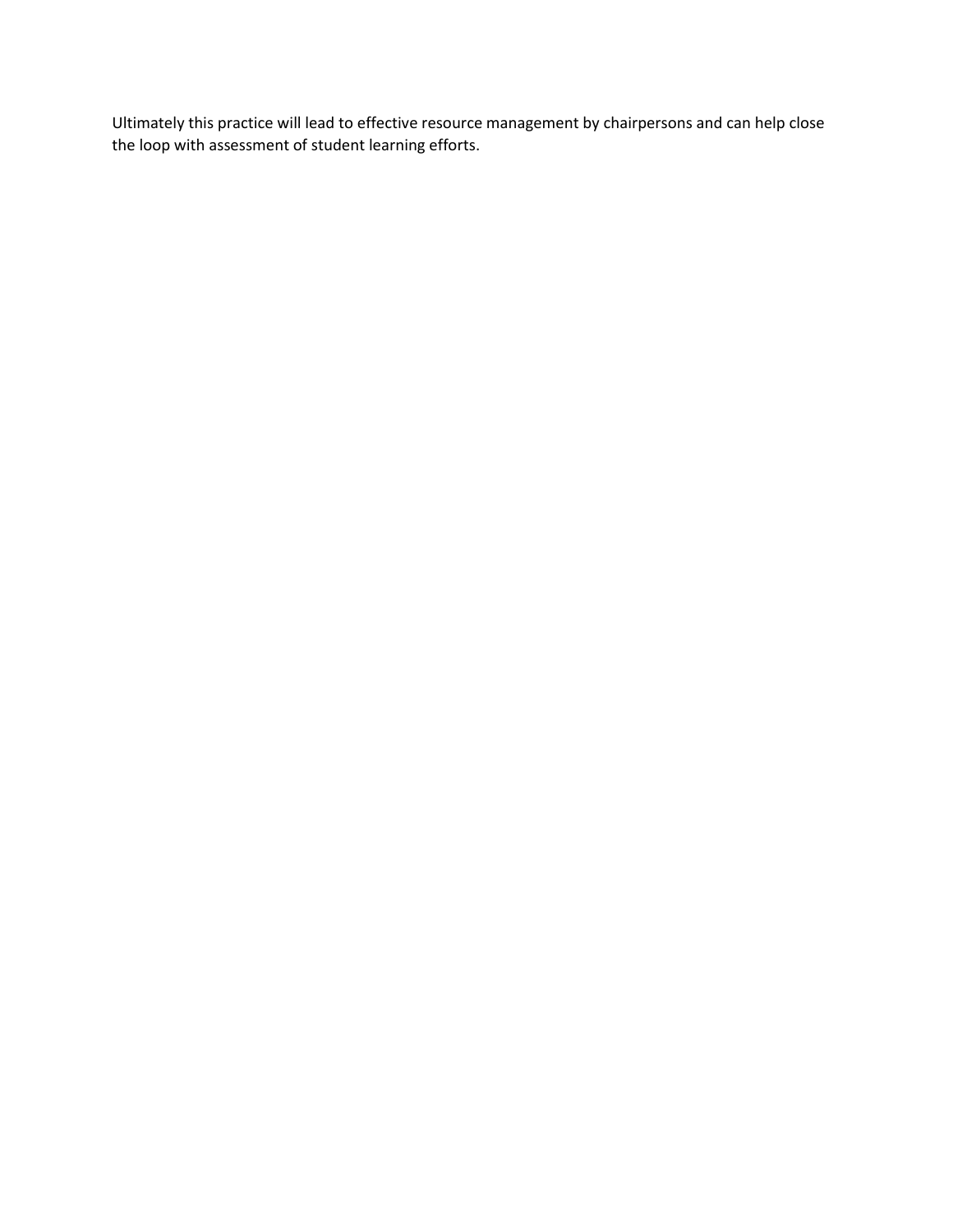Ultimately this practice will lead to effective resource management by chairpersons and can help close the loop with assessment of student learning efforts.